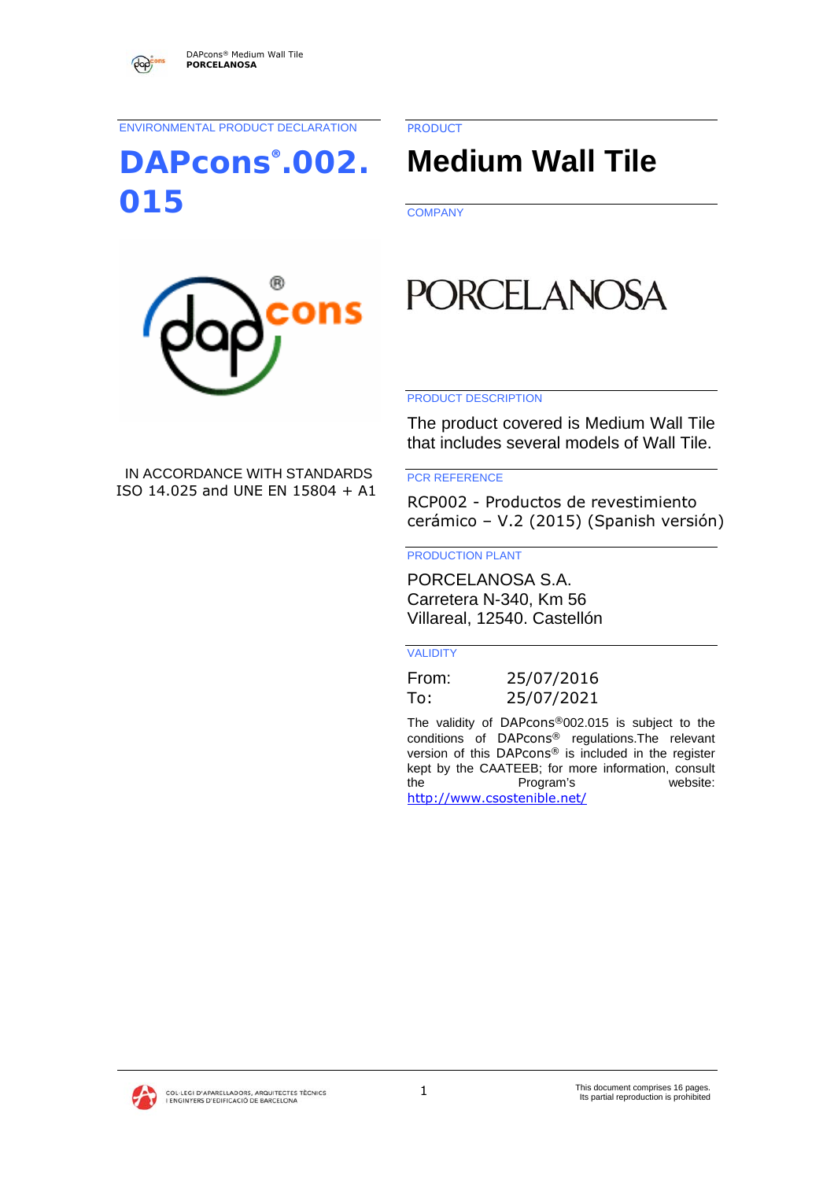ENVIRONMENTAL PRODUCT DECLARATION

# DAPcons®.002.015

IN ACCORDANCE WITH STANDARDS
ISO 14.025 and UNE EN 15804 + A1

PRODUCT

# Medium Wall Tile

COMPANY

PORCELANOSA

PRODUCT DESCRIPTION

The product covered is Medium Wall Tile that includes several models of Wall Tile.

PCR REFERENCE

RCP002 - Productos de revestimiento cerámico – V.2 (2015) (Spanish versión)

PRODUCTION PLANT

PORCELANOSA S.A.
Carretera N-340, Km 56
Villareal, 12540. Castellón

VALIDITY

From: 25/07/2016
To: 25/07/2021

The validity of DAPcons®002.015 is subject to the conditions of DAPcons® regulations.The relevant version of this DAPcons® is included in the register kept by the CAATEEB; for more information, consult the Program's website: http://www.csostenible.net/

COL·LEGI D'APARELLADORS, ARQUITECTES TÈCNICS I ENGINYERS D'EDIFICACIÓ DE BARCELONA

This document comprises 16 pages. Its partial reproduction is prohibited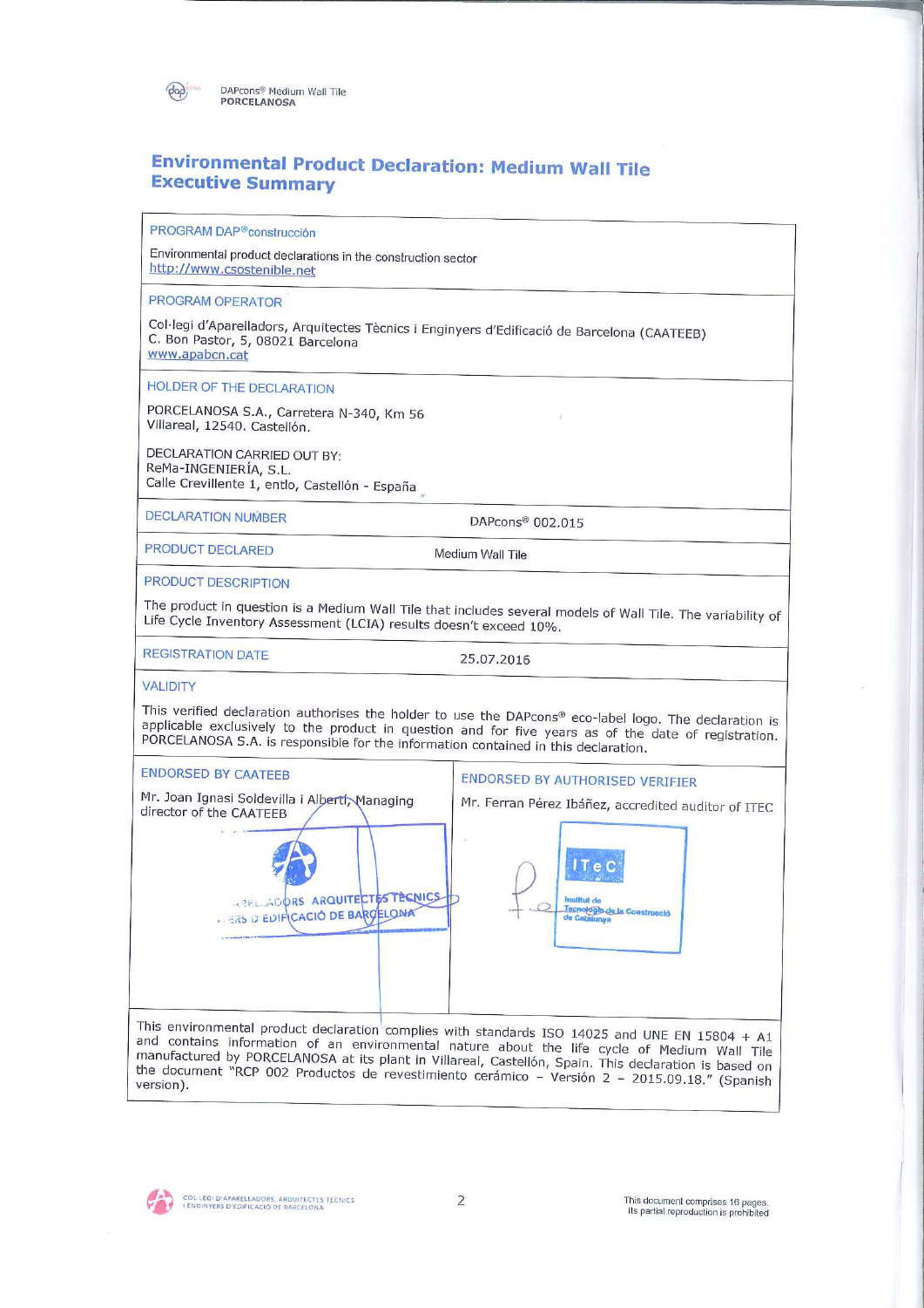# Environmental Product Declaration: Medium Wall Tile
## Executive Summary

**PROGRAM DAP®construcción**

Environmental product declarations in the construction sector
http://www.csostenible.net

**PROGRAM OPERATOR**

Col·legi d'Aparelladors, Arquitectes Tècnics i Enginyers d'Edificació de Barcelona (CAATEEB)
C. Bon Pastor, 5, 08021 Barcelona
www.apabcn.cat

**HOLDER OF THE DECLARATION**

PORCELANOSA S.A., Carretera N-340, Km 56
Villareal, 12540. Castellón.

DECLARATION CARRIED OUT BY:
ReMa-INGENIERÍA, S.L.
Calle Crevillente 1, entlo, Castellón - España

| | |
|---|---|
| **DECLARATION NUMBER** | DAPcons® 002.015 |
| **PRODUCT DECLARED** | Medium Wall Tile |

**PRODUCT DESCRIPTION**

The product in question is a Medium Wall Tile that includes several models of Wall Tile. The variability of Life Cycle Inventory Assessment (LCIA) results doesn't exceed 10%.

| | |
|---|---|
| **REGISTRATION DATE** | 25.07.2016 |

**VALIDITY**

This verified declaration authorises the holder to use the DAPcons® eco-label logo. The declaration is applicable exclusively to the product in question and for five years as of the date of registration. PORCELANOSA S.A. is responsible for the information contained in this declaration.

| ENDORSED BY CAATEEB | ENDORSED BY AUTHORISED VERIFIER |
|---|---|
| Mr. Joan Ignasi Soldevilla i Alberti, Managing director of the CAATEEB | Mr. Ferran Pérez Ibáñez, accredited auditor of ITEC |

This environmental product declaration complies with standards ISO 14025 and UNE EN 15804 + A1 and contains information of an environmental nature about the life cycle of Medium Wall Tile manufactured by PORCELANOSA at its plant in Villareal, Castellón, Spain. This declaration is based on the document "RCP 002 Productos de revestimiento cerámico – Versión 2 – 2015.09.18." (Spanish version).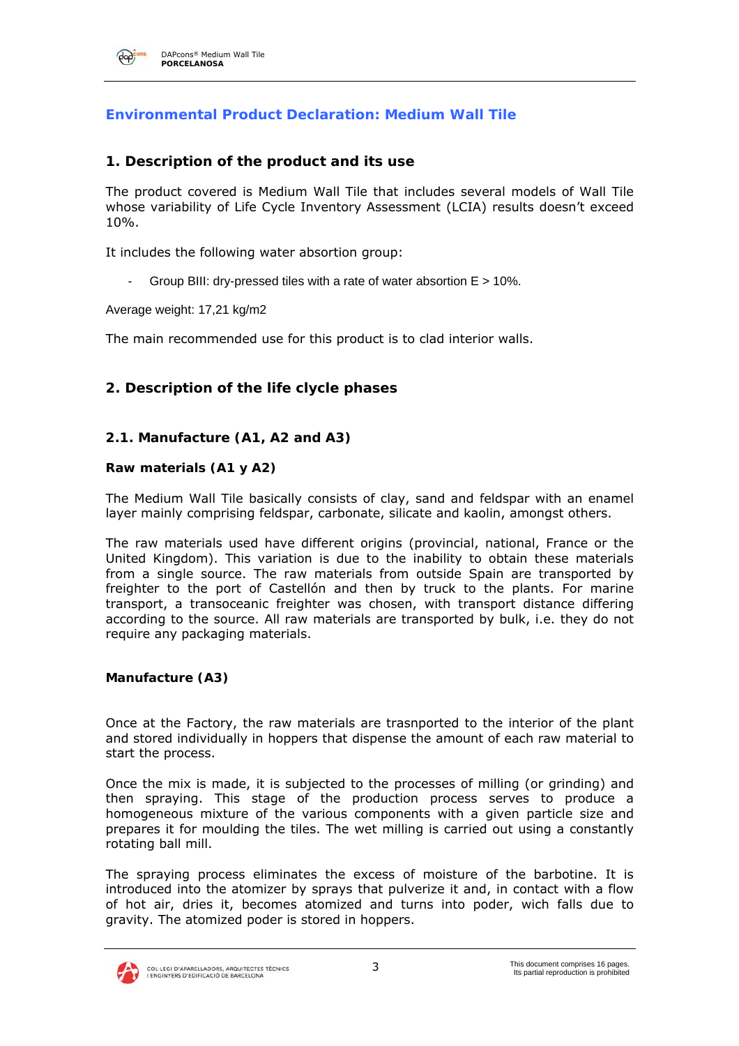## Environmental Product Declaration: Medium Wall Tile

### 1. Description of the product and its use

The product covered is Medium Wall Tile that includes several models of Wall Tile whose variability of Life Cycle Inventory Assessment (LCIA) results doesn't exceed 10%.

It includes the following water absorption group:

- Group BIII: dry-pressed tiles with a rate of water absorption E > 10%.

Average weight: 17,21 kg/m2

The main recommended use for this product is to clad interior walls.

### 2. Description of the life clycle phases

#### 2.1. Manufacture (A1, A2 and A3)

**Raw materials (A1 y A2)**

The Medium Wall Tile basically consists of clay, sand and feldspar with an enamel layer mainly comprising feldspar, carbonate, silicate and kaolin, amongst others.

The raw materials used have different origins (provincial, national, France or the United Kingdom). This variation is due to the inability to obtain these materials from a single source. The raw materials from outside Spain are transported by freighter to the port of Castellón and then by truck to the plants. For marine transport, a transoceanic freighter was chosen, with transport distance differing according to the source. All raw materials are transported by bulk, i.e. they do not require any packaging materials.

**Manufacture (A3)**

Once at the Factory, the raw materials are trasnported to the interior of the plant and stored individually in hoppers that dispense the amount of each raw material to start the process.

Once the mix is made, it is subjected to the processes of milling (or grinding) and then spraying. This stage of the production process serves to produce a homogeneous mixture of the various components with a given particle size and prepares it for moulding the tiles. The wet milling is carried out using a constantly rotating ball mill.

The spraying process eliminates the excess of moisture of the barbotine. It is introduced into the atomizer by sprays that pulverize it and, in contact with a flow of hot air, dries it, becomes atomized and turns into poder, wich falls due to gravity. The atomized poder is stored in hoppers.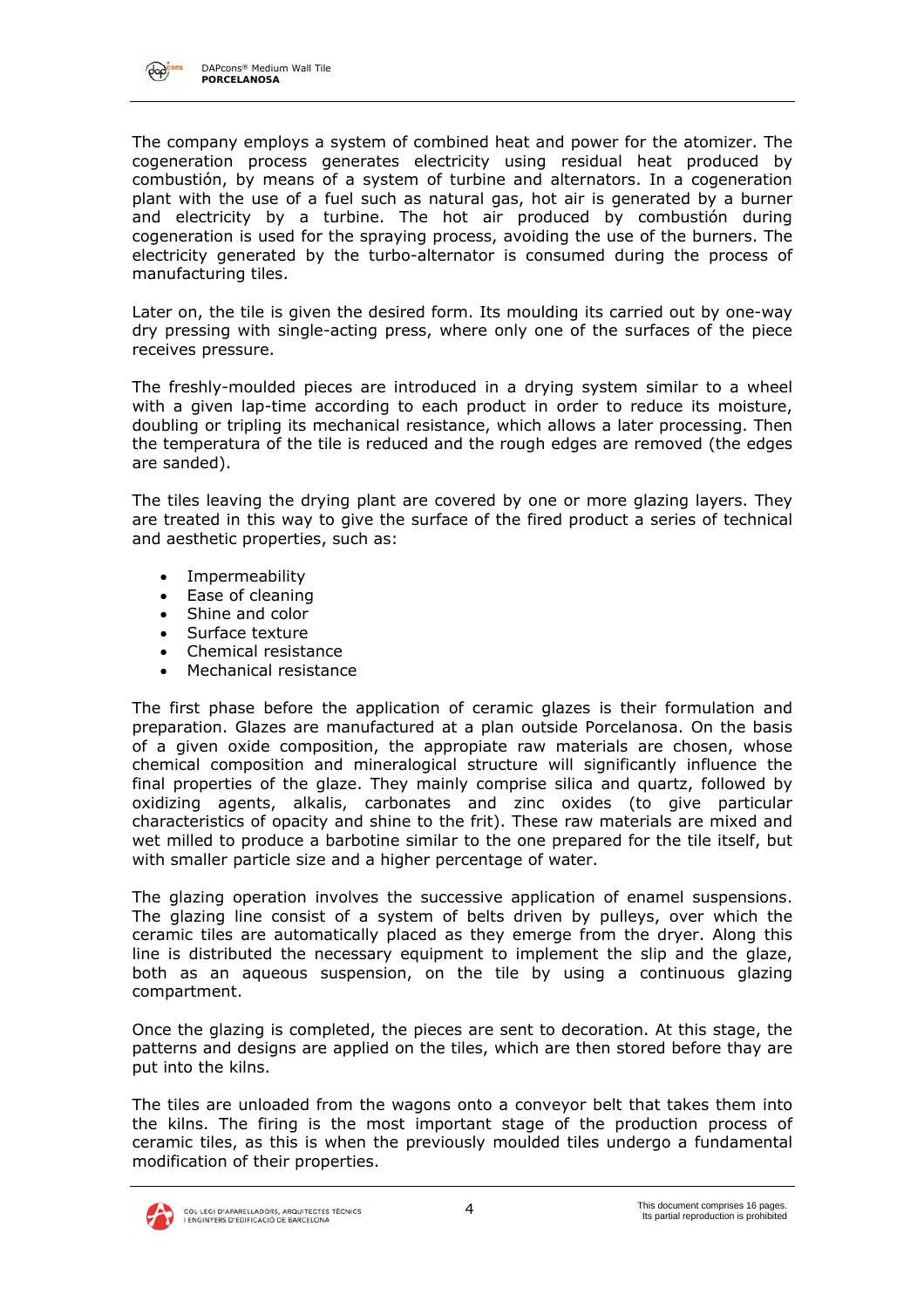The company employs a system of combined heat and power for the atomizer. The cogeneration process generates electricity using residual heat produced by combustión, by means of a system of turbine and alternators. In a cogeneration plant with the use of a fuel such as natural gas, hot air is generated by a burner and electricity by a turbine. The hot air produced by combustión during cogeneration is used for the spraying process, avoiding the use of the burners. The electricity generated by the turbo-alternator is consumed during the process of manufacturing tiles.

Later on, the tile is given the desired form. Its moulding its carried out by one-way dry pressing with single-acting press, where only one of the surfaces of the piece receives pressure.

The freshly-moulded pieces are introduced in a drying system similar to a wheel with a given lap-time according to each product in order to reduce its moisture, doubling or tripling its mechanical resistance, which allows a later processing. Then the temperatura of the tile is reduced and the rough edges are removed (the edges are sanded).

The tiles leaving the drying plant are covered by one or more glazing layers. They are treated in this way to give the surface of the fired product a series of technical and aesthetic properties, such as:

- Impermeability
- Ease of cleaning
- Shine and color
- Surface texture
- Chemical resistance
- Mechanical resistance

The first phase before the application of ceramic glazes is their formulation and preparation. Glazes are manufactured at a plan outside Porcelanosa. On the basis of a given oxide composition, the appropiate raw materials are chosen, whose chemical composition and mineralogical structure will significantly influence the final properties of the glaze. They mainly comprise silica and quartz, followed by oxidizing agents, alkalis, carbonates and zinc oxides (to give particular characteristics of opacity and shine to the frit). These raw materials are mixed and wet milled to produce a barbotine similar to the one prepared for the tile itself, but with smaller particle size and a higher percentage of water.

The glazing operation involves the successive application of enamel suspensions. The glazing line consist of a system of belts driven by pulleys, over which the ceramic tiles are automatically placed as they emerge from the dryer. Along this line is distributed the necessary equipment to implement the slip and the glaze, both as an aqueous suspension, on the tile by using a continuous glazing compartment.

Once the glazing is completed, the pieces are sent to decoration. At this stage, the patterns and designs are applied on the tiles, which are then stored before thay are put into the kilns.

The tiles are unloaded from the wagons onto a conveyor belt that takes them into the kilns. The firing is the most important stage of the production process of ceramic tiles, as this is when the previously moulded tiles undergo a fundamental modification of their properties.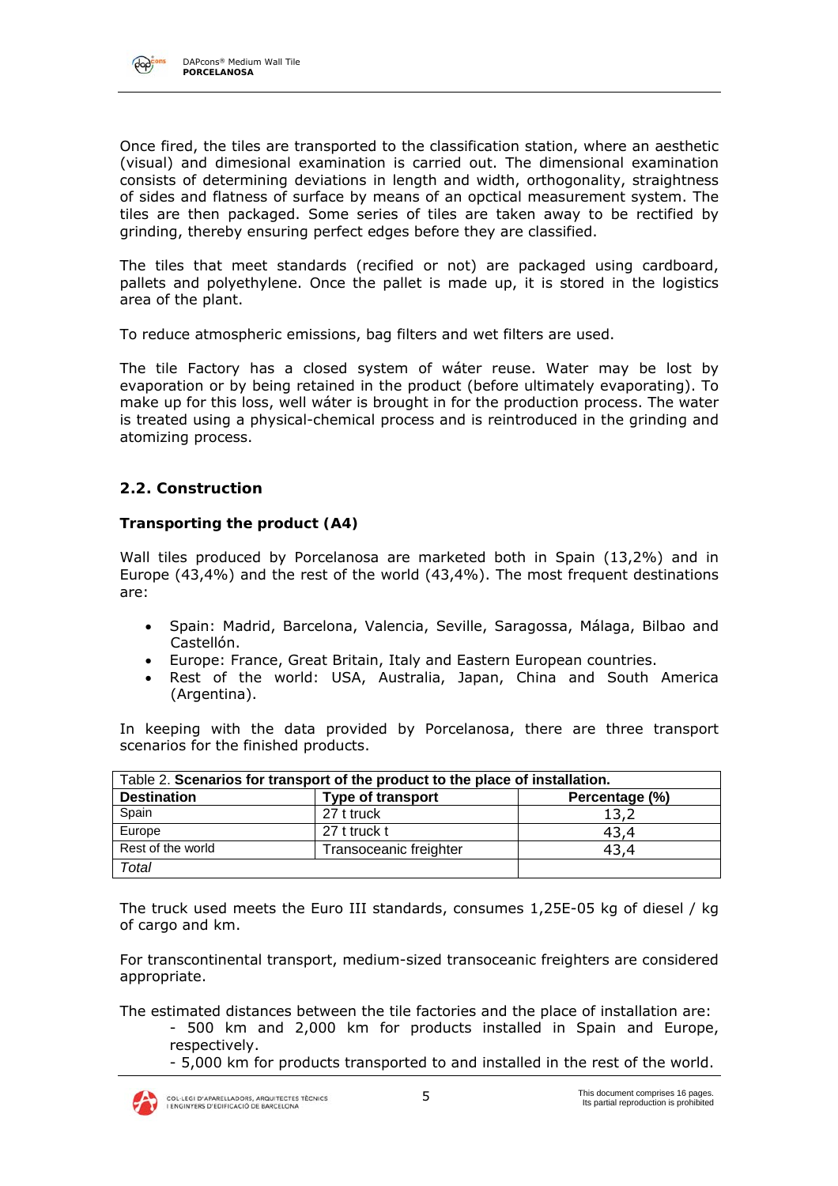Once fired, the tiles are transported to the classification station, where an aesthetic (visual) and dimesional examination is carried out. The dimensional examination consists of determining deviations in length and width, orthogonality, straightness of sides and flatness of surface by means of an opctical measurement system. The tiles are then packaged. Some series of tiles are taken away to be rectified by grinding, thereby ensuring perfect edges before they are classified.

The tiles that meet standards (recified or not) are packaged using cardboard, pallets and polyethylene. Once the pallet is made up, it is stored in the logistics area of the plant.

To reduce atmospheric emissions, bag filters and wet filters are used.

The tile Factory has a closed system of wáter reuse. Water may be lost by evaporation or by being retained in the product (before ultimately evaporating). To make up for this loss, well wáter is brought in for the production process. The water is treated using a physical-chemical process and is reintroduced in the grinding and atomizing process.

## 2.2. Construction

### Transporting the product (A4)

Wall tiles produced by Porcelanosa are marketed both in Spain (13,2%) and in Europe (43,4%) and the rest of the world (43,4%). The most frequent destinations are:

- Spain: Madrid, Barcelona, Valencia, Seville, Saragossa, Málaga, Bilbao and Castellón.
- Europe: France, Great Britain, Italy and Eastern European countries.
- Rest of the world: USA, Australia, Japan, China and South America (Argentina).

In keeping with the data provided by Porcelanosa, there are three transport scenarios for the finished products.

Table 2. **Scenarios for transport of the product to the place of installation.**

| Destination | Type of transport | Percentage (%) |
|---|---|---|
| Spain | 27 t truck | 13,2 |
| Europe | 27 t truck t | 43,4 |
| Rest of the world | Transoceanic freighter | 43,4 |
| *Total* | | |

The truck used meets the Euro III standards, consumes 1,25E-05 kg of diesel / kg of cargo and km.

For transcontinental transport, medium-sized transoceanic freighters are considered appropriate.

The estimated distances between the tile factories and the place of installation are:

- 500 km and 2,000 km for products installed in Spain and Europe, respectively.
- 5,000 km for products transported to and installed in the rest of the world.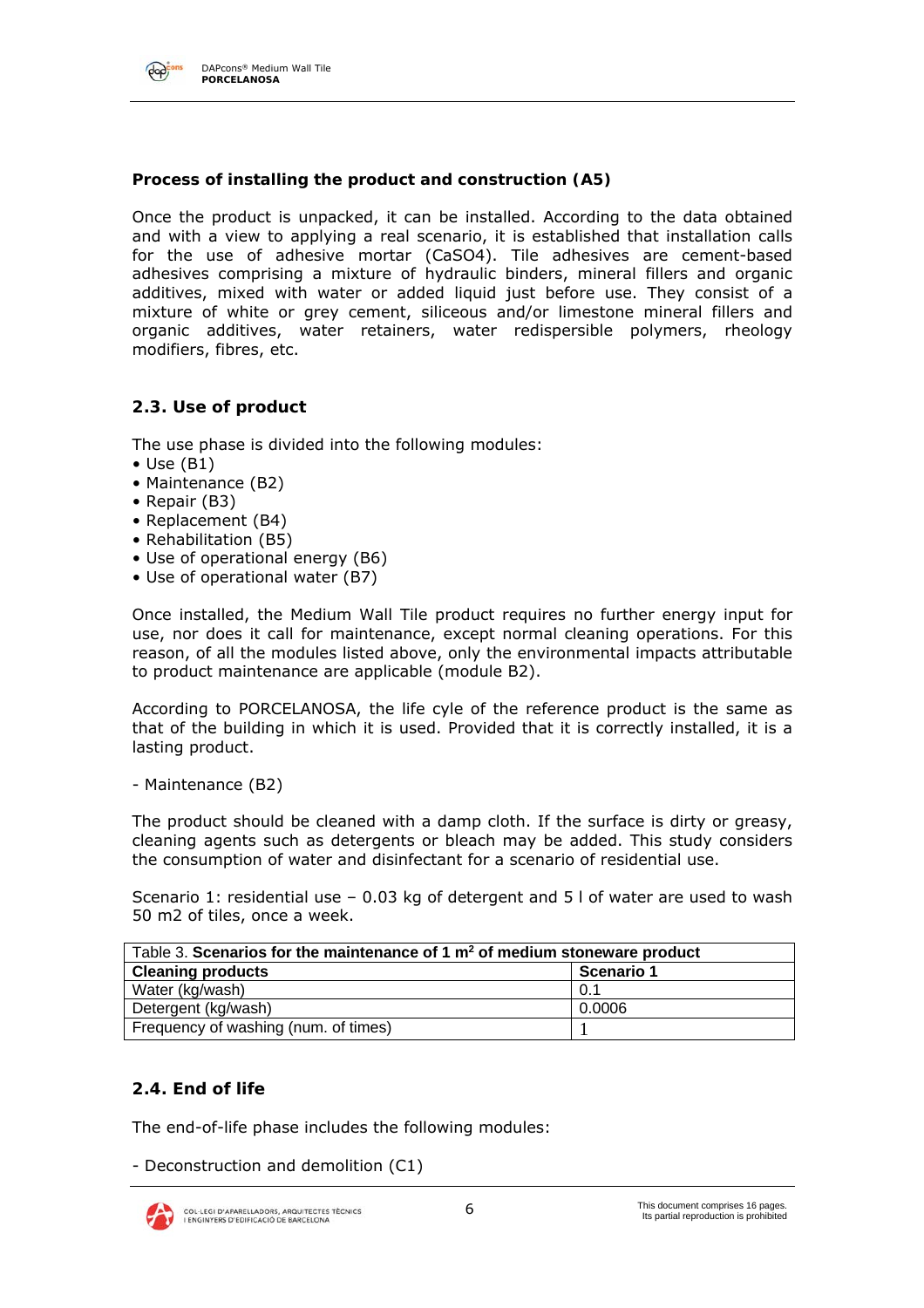**Process of installing the product and construction (A5)**

Once the product is unpacked, it can be installed. According to the data obtained and with a view to applying a real scenario, it is established that installation calls for the use of adhesive mortar ($CaSO_4$). Tile adhesives are cement-based adhesives comprising a mixture of hydraulic binders, mineral fillers and organic additives, mixed with water or added liquid just before use. They consist of a mixture of white or grey cement, siliceous and/or limestone mineral fillers and organic additives, water retainers, water redispersible polymers, rheology modifiers, fibres, etc.

## 2.3. Use of product

The use phase is divided into the following modules:

- Use (B1)
- Maintenance (B2)
- Repair (B3)
- Replacement (B4)
- Rehabilitation (B5)
- Use of operational energy (B6)
- Use of operational water (B7)

Once installed, the Medium Wall Tile product requires no further energy input for use, nor does it call for maintenance, except normal cleaning operations. For this reason, of all the modules listed above, only the environmental impacts attributable to product maintenance are applicable (module B2).

According to PORCELANOSA, the life cyle of the reference product is the same as that of the building in which it is used. Provided that it is correctly installed, it is a lasting product.

- Maintenance (B2)

The product should be cleaned with a damp cloth. If the surface is dirty or greasy, cleaning agents such as detergents or bleach may be added. This study considers the consumption of water and disinfectant for a scenario of residential use.

Scenario 1: residential use – 0.03 kg of detergent and 5 l of water are used to wash 50 m2 of tiles, once a week.

Table 3. **Scenarios for the maintenance of 1 m² of medium stoneware product**

| **Cleaning products** | **Scenario 1** |
| --- | --- |
| Water (kg/wash) | 0.1 |
| Detergent (kg/wash) | 0.0006 |
| Frequency of washing (num. of times) | 1 |

## 2.4. End of life

The end-of-life phase includes the following modules:

- Deconstruction and demolition (C1)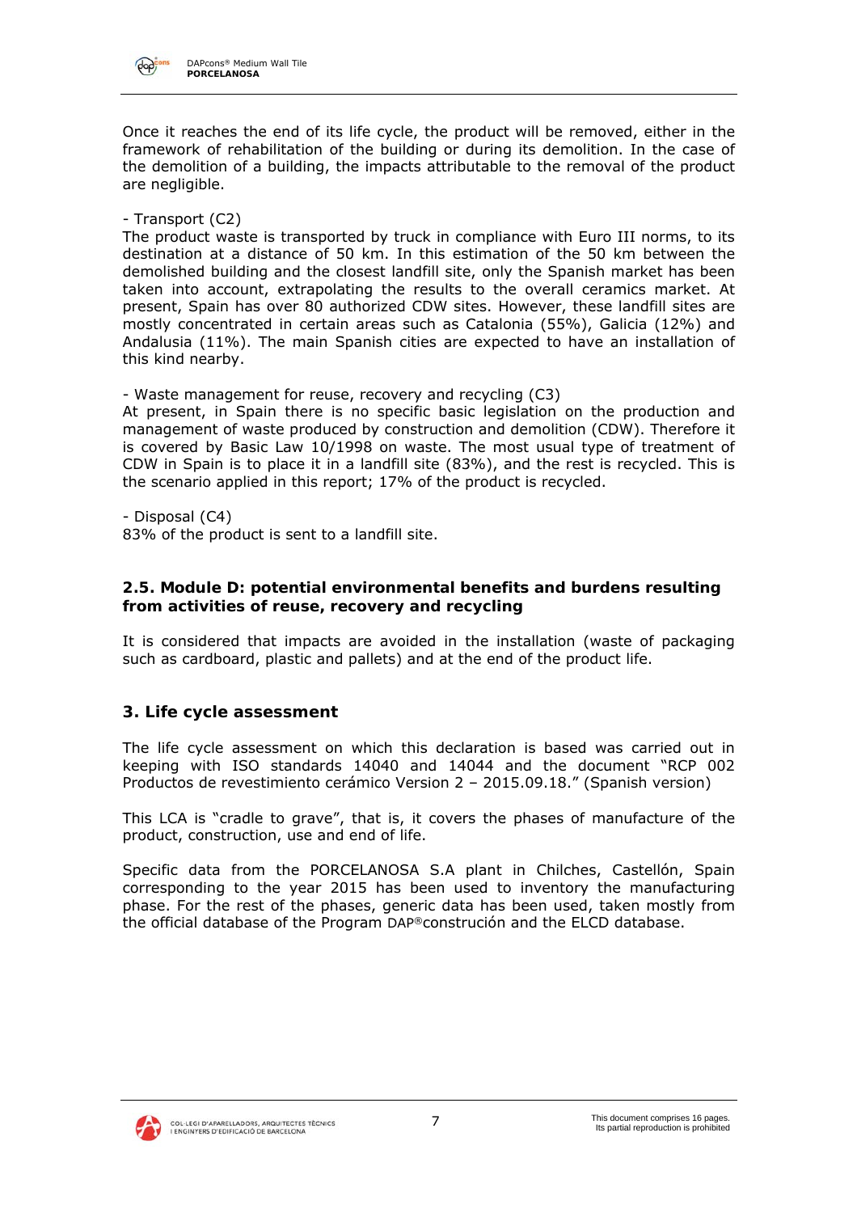Once it reaches the end of its life cycle, the product will be removed, either in the framework of rehabilitation of the building or during its demolition. In the case of the demolition of a building, the impacts attributable to the removal of the product are negligible.

- Transport (C2)

The product waste is transported by truck in compliance with Euro III norms, to its destination at a distance of 50 km. In this estimation of the 50 km between the demolished building and the closest landfill site, only the Spanish market has been taken into account, extrapolating the results to the overall ceramics market. At present, Spain has over 80 authorized CDW sites. However, these landfill sites are mostly concentrated in certain areas such as Catalonia (55%), Galicia (12%) and Andalusia (11%). The main Spanish cities are expected to have an installation of this kind nearby.

- Waste management for reuse, recovery and recycling (C3)

At present, in Spain there is no specific basic legislation on the production and management of waste produced by construction and demolition (CDW). Therefore it is covered by Basic Law 10/1998 on waste. The most usual type of treatment of CDW in Spain is to place it in a landfill site (83%), and the rest is recycled. This is the scenario applied in this report; 17% of the product is recycled.

- Disposal (C4)

83% of the product is sent to a landfill site.

### 2.5. Module D: potential environmental benefits and burdens resulting from activities of reuse, recovery and recycling

It is considered that impacts are avoided in the installation (waste of packaging such as cardboard, plastic and pallets) and at the end of the product life.

## 3. Life cycle assessment

The life cycle assessment on which this declaration is based was carried out in keeping with ISO standards 14040 and 14044 and the document "RCP 002 Productos de revestimiento cerámico Version 2 – 2015.09.18." (Spanish version)

This LCA is "cradle to grave", that is, it covers the phases of manufacture of the product, construction, use and end of life.

Specific data from the PORCELANOSA S.A plant in Chilches, Castellón, Spain corresponding to the year 2015 has been used to inventory the manufacturing phase. For the rest of the phases, generic data has been used, taken mostly from the official database of the Program DAP®construción and the ELCD database.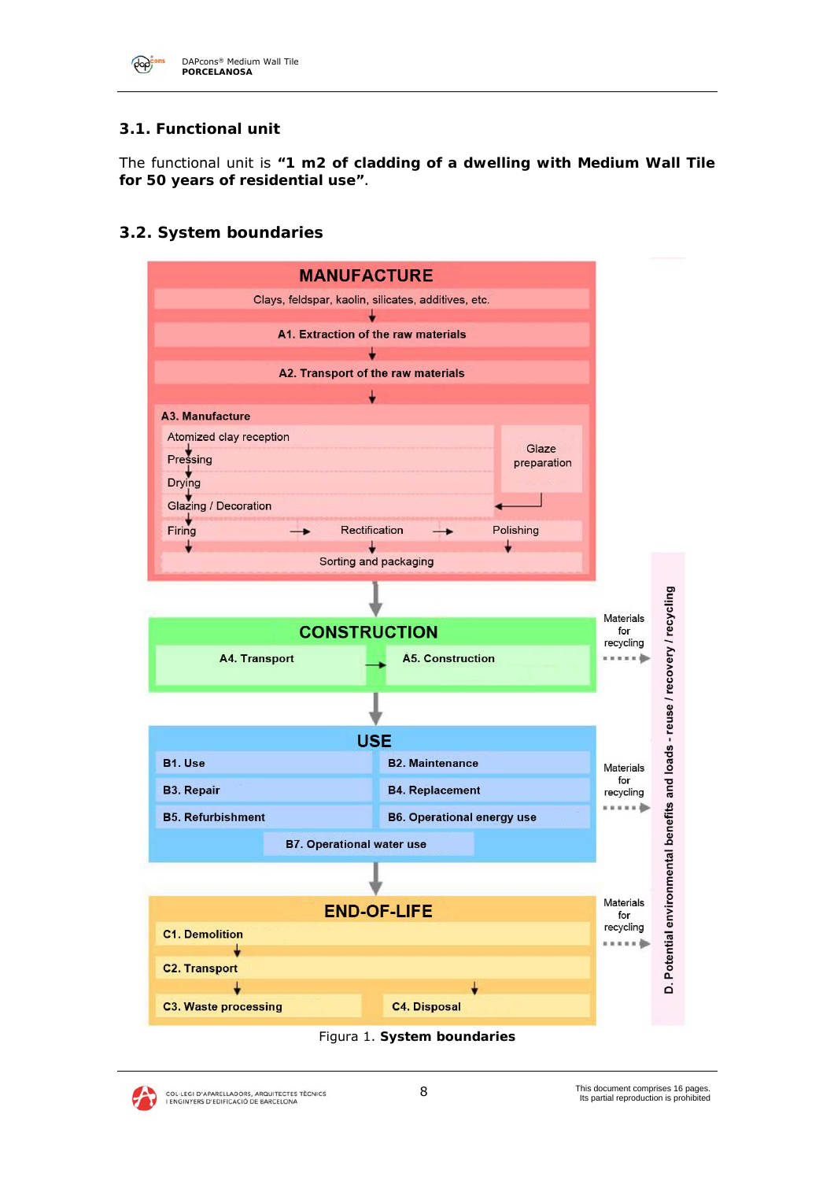## 3.1. Functional unit

The functional unit is **"1 m2 of cladding of a dwelling with Medium Wall Tile for 50 years of residential use"**.

## 3.2. System boundaries

**MANUFACTURE**

- Clays, feldspar, kaolin, silicates, additives, etc.
- **A1. Extraction of the raw materials**
- **A2. Transport of the raw materials**
- **A3. Manufacture**
  - Atomized clay reception
  - Pressing
  - Drying
  - Glazing / Decoration (← Glaze preparation)
  - Firing → Rectification → Polishing
  - Sorting and packaging

**CONSTRUCTION**

- **A4. Transport** → **A5. Construction**

Materials for recycling

**USE**

- **B1. Use**
- **B2. Maintenance**
- **B3. Repair**
- **B4. Replacement**
- **B5. Refurbishment**
- **B6. Operational energy use**
- **B7. Operational water use**

Materials for recycling

**END-OF-LIFE**

- **C1. Demolition**
- **C2. Transport**
- **C3. Waste processing**
- **C4. Disposal**

Materials for recycling

**D. Potential environmental benefits and loads - reuse / recovery / recycling**

Figura 1. **System boundaries**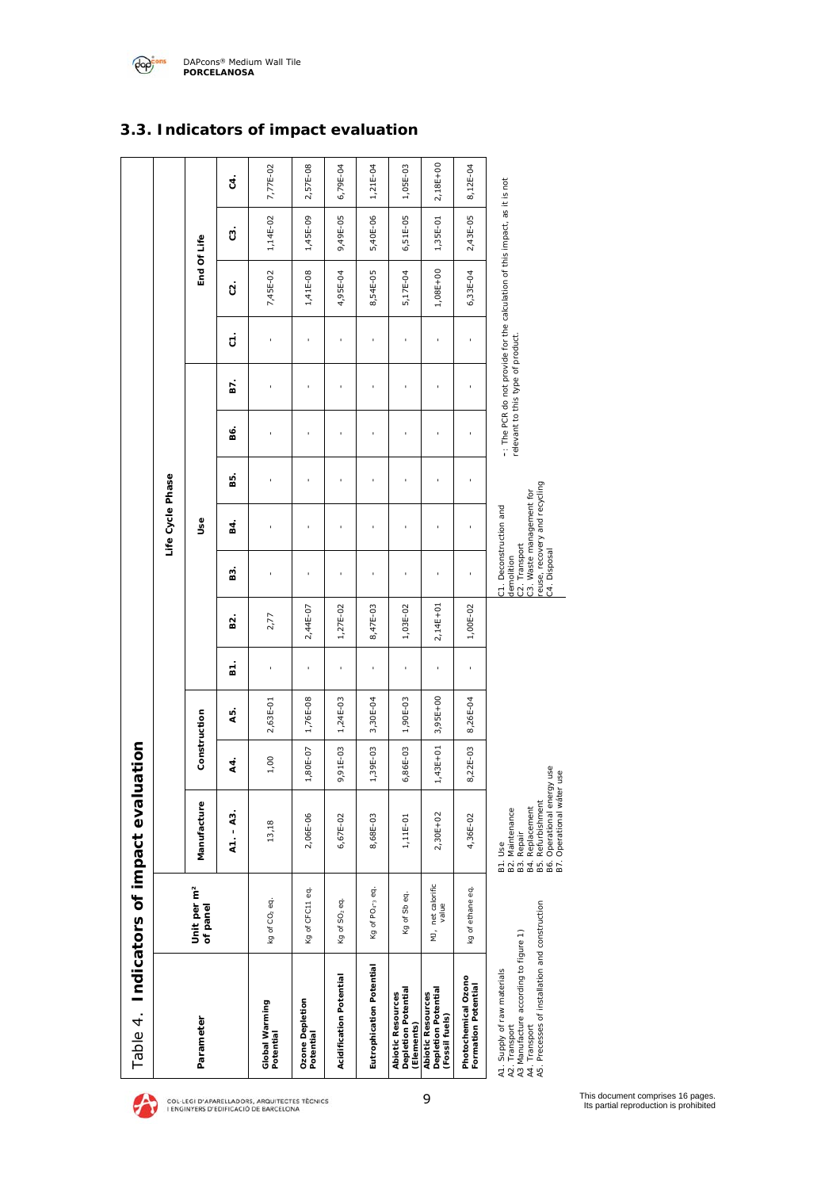## 3.3. Indicators of impact evaluation

Table 4. **Indicators of impact evaluation**

| Parameter | Unit per m² of panel | Manufacture | Construction | | Use | | | | | | | End Of Life | | | |
|---|---|---|---|---|---|---|---|---|---|---|---|---|---|---|---|
| | | A1. - A3. | A4. | A5. | B1. | B2. | B3. | B4. | B5. | B6. | B7. | C1. | C2. | C3. | C4. |
| **Global Warming Potential** | kg of $CO_2$ eq. | 13,18 | 1,00 | 2,63E-01 | - | 2,77 | - | - | - | - | - | - | 7,45E-02 | 1,14E-02 | 7,77E-02 |
| **Ozone Depletion Potential** | Kg of CFC11 eq. | 2,06E-06 | 1,80E-07 | 1,76E-08 | - | 2,44E-07 | - | - | - | - | - | - | 1,41E-08 | 1,45E-09 | 2,57E-08 |
| **Acidification Potential** | Kg of $SO_2$ eq. | 6,67E-02 | 9,91E-03 | 1,24E-03 | - | 1,27E-02 | - | - | - | - | - | - | 4,95E-04 | 9,49E-05 | 6,79E-04 |
| **Eutrophication Potential** | Kg of $PO_4^{3-}$ eq. | 8,68E-03 | 1,39E-03 | 3,30E-04 | - | 8,47E-03 | - | - | - | - | - | - | 8,54E-05 | 5,40E-06 | 1,21E-04 |
| **Abiotic Resources Depletion Potential (Elements)** | Kg of Sb eq. | 1,11E-01 | 6,86E-03 | 1,90E-03 | - | 1,03E-02 | - | - | - | - | - | - | 5,17E-04 | 6,51E-05 | 1,05E-03 |
| **Abiotic Resources Depletion Potential (Fossil fuels)** | MJ, net calorific value | 2,30E+02 | 1,43E+01 | 3,95E+00 | - | 2,14E+01 | - | - | - | - | - | - | 1,08E+00 | 1,35E-01 | 2,18E+00 |
| **Photochemical Ozono Formation Potential** | kg of ethane eq. | 4,36E-02 | 8,22E-03 | 8,26E-04 | - | 1,00E-02 | - | - | - | - | - | - | 6,33E-04 | 2,43E-05 | 8,12E-04 |

A1. Supply of raw materials
A2. Transport
A3 Manufacture according to figure 1)
A4. Transport
A5. Precesses of installation and construction

B1. Use
B2. Maintenance
B3. Repair
B4. Replacement
B5. Refurbishment
B6. Operational energy use
B7. Operational wáter use

C1. Deconstruction and demolition
C2. Transport
C3. Waste management for reuse, recovery and recycling
C4. Disposal

-: The PCR do not provide for the calculation of this impact, as it is not relevant to this type of product.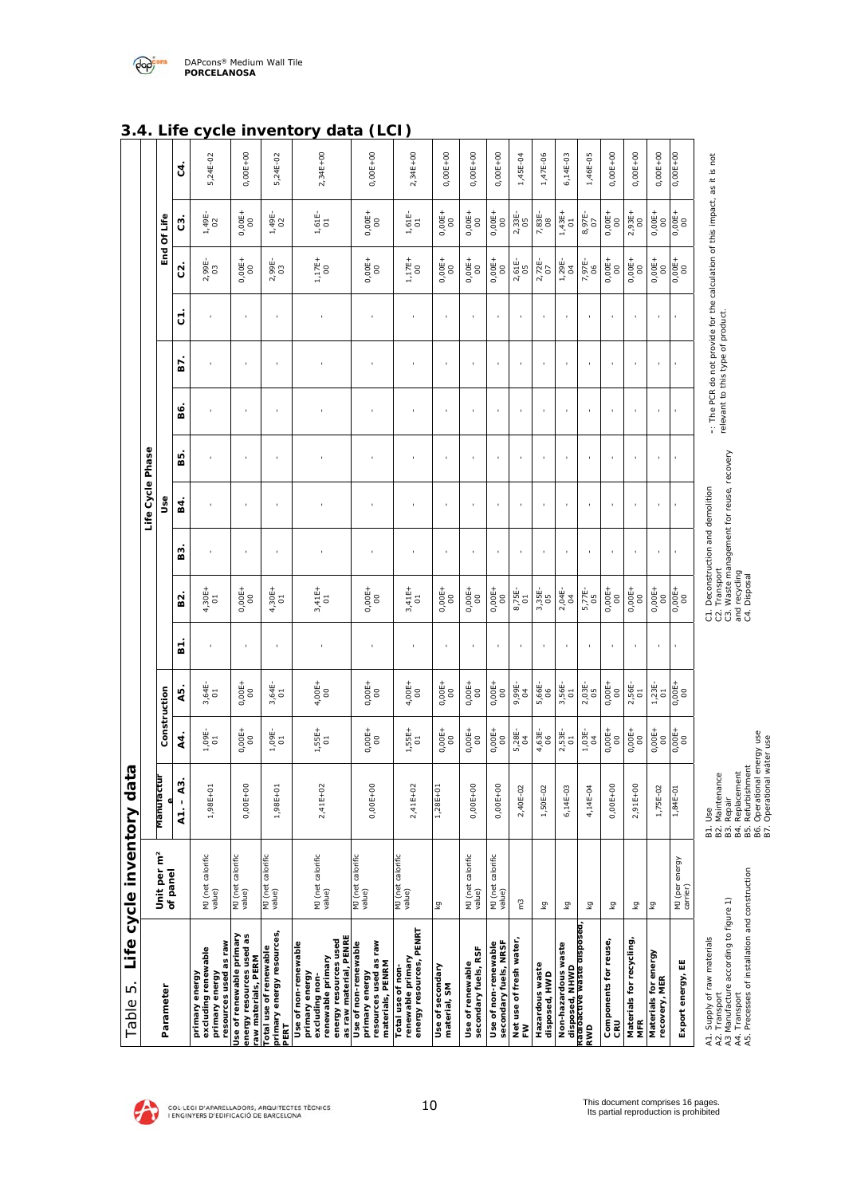## 3.4. Life cycle inventory data (LCI)

Table 5. Life cycle inventory data

| Parameter | Unit per m² of panel | Manufacture | Construction | | Life Cycle Phase | | | | | | | | End Of Life | | | |
|---|---|---|---|---|---|---|---|---|---|---|---|---|---|---|---|---|
| | | | | | Use | | | | | | | | | | | |
| | | A1. - A3. | A4. | A5. | B1. | B2. | B3. | B4. | B5. | B6. | B7. | C1. | C2. | C3. | C4. |
| primary energy excluding renewable primary energy resources used as raw | MJ (net calorific value) | 1,98E+01 | 1,09E-01 | 3,64E-01 | - | 4,30E+01 | - | - | - | - | - | - | 2,99E-03 | 1,49E-02 | 5,24E-02 |
| Use of renewable primary energy resources used as raw materials, PERM | MJ (net calorific value) | 0,00E+00 | 0,00E+00 | 0,00E+00 | - | 0,00E+00 | - | - | - | - | - | - | 0,00E+00 | 0,00E+00 | 0,00E+00 |
| Total use of renewable primary energy resources, PERT | MJ (net calorific value) | 1,98E+01 | 1,09E-01 | 3,64E-01 | - | 4,30E+01 | - | - | - | - | - | - | 2,99E-03 | 1,49E-02 | 5,24E-02 |
| Use of non-renewable primary energy excluding non-renewable primary energy resources used as raw material, PENRE | MJ (net calorific value) | 2,41E+02 | 1,55E+01 | 4,00E+00 | - | 3,41E+01 | - | - | - | - | - | - | 1,17E+00 | 1,61E-01 | 2,34E+00 |
| Use of non-renewable primary energy resources used as raw materials, PENRM | MJ (net calorific value) | 0,00E+00 | 0,00E+00 | 0,00E+00 | - | 0,00E+00 | - | - | - | - | - | - | 0,00E+00 | 0,00E+00 | 0,00E+00 |
| Total use of non-renewable primary energy resources, PENRT | MJ (net calorific value) | 2,41E+02 | 1,55E+01 | 4,00E+00 | - | 3,41E+01 | - | - | - | - | - | - | 1,17E+00 | 1,61E-01 | 2,34E+00 |
| Use of secondary material, SM | kg | 1,28E+01 | 0,00E+00 | 0,00E+00 | - | 0,00E+00 | - | - | - | - | - | - | 0,00E+00 | 0,00E+00 | 0,00E+00 |
| Use of renewable secondary fuels, RSF | MJ (net calorific value) | 0,00E+00 | 0,00E+00 | 0,00E+00 | - | 0,00E+00 | - | - | - | - | - | - | 0,00E+00 | 0,00E+00 | 0,00E+00 |
| Use of non-renewable secondary fuels, NRSF | MJ (net calorific value) | 0,00E+00 | 0,00E+00 | 0,00E+00 | - | 0,00E+00 | - | - | - | - | - | - | 0,00E+00 | 0,00E+00 | 0,00E+00 |
| Net use of fresh water, FW | m3 | 2,40E-02 | 5,28E-04 | 9,99E-04 | - | 8,75E-01 | - | - | - | - | - | - | 2,61E-05 | 2,33E-05 | 1,45E-04 |
| Hazardous waste disposed, HWD | kg | 1,50E-02 | 4,63E-06 | 5,66E-06 | - | 3,35E-05 | - | - | - | - | - | - | 2,72E-07 | 7,83E-08 | 1,47E-06 |
| Non-hazardous waste disposed, NHWD | kg | 6,14E-03 | 2,53E-01 | 3,56E-01 | - | 2,04E-04 | - | - | - | - | - | - | 1,29E-04 | 1,43E+01 | 6,14E-03 |
| Radioactive waste disposed, RWD | kg | 4,14E-04 | 1,03E-04 | 2,03E-05 | - | 5,77E-05 | - | - | - | - | - | - | 7,97E-06 | 8,97E-07 | 1,46E-05 |
| Components for reuse, CRU | kg | 0,00E+00 | 0,00E+00 | 0,00E+00 | - | 0,00E+00 | - | - | - | - | - | - | 0,00E+00 | 0,00E+00 | 0,00E+00 |
| Materials for recycling, MFR | kg | 2,91E+00 | 0,00E+00 | 2,56E-01 | - | 0,00E+00 | - | - | - | - | - | - | 0,00E+00 | 2,93E+00 | 0,00E+00 |
| Materials for energy recovery, MER | kg | 1,75E-02 | 0,00E+00 | 1,23E-01 | - | 0,00E+00 | - | - | - | - | - | - | 0,00E+00 | 0,00E+00 | 0,00E+00 |
| Export energy, EE | MJ (per energy carrier) | 1,84E-01 | 0,00E+00 | 0,00E+00 | - | 0,00E+00 | - | - | - | - | - | - | 0,00E+00 | 0,00E+00 | 0,00E+00 |

A1. Supply of raw materials
A2. Transport
A3 Manufacture according to figure 1)
A4. Transport
A5. Precesses of installation and construction

B1. Use
B2. Maintenance
B3. Repair
B4. Replacement
B5. Refurbishment
B6. Operational energy use
B7. Operational water use

C1. Deconstruction and demolition
C2. Transport
C3. Waste management for reuse, recovery and recycling
C4. Disposal

-: The PCR do not provide for the calculation of this impact, as it is not relevant to this type of product.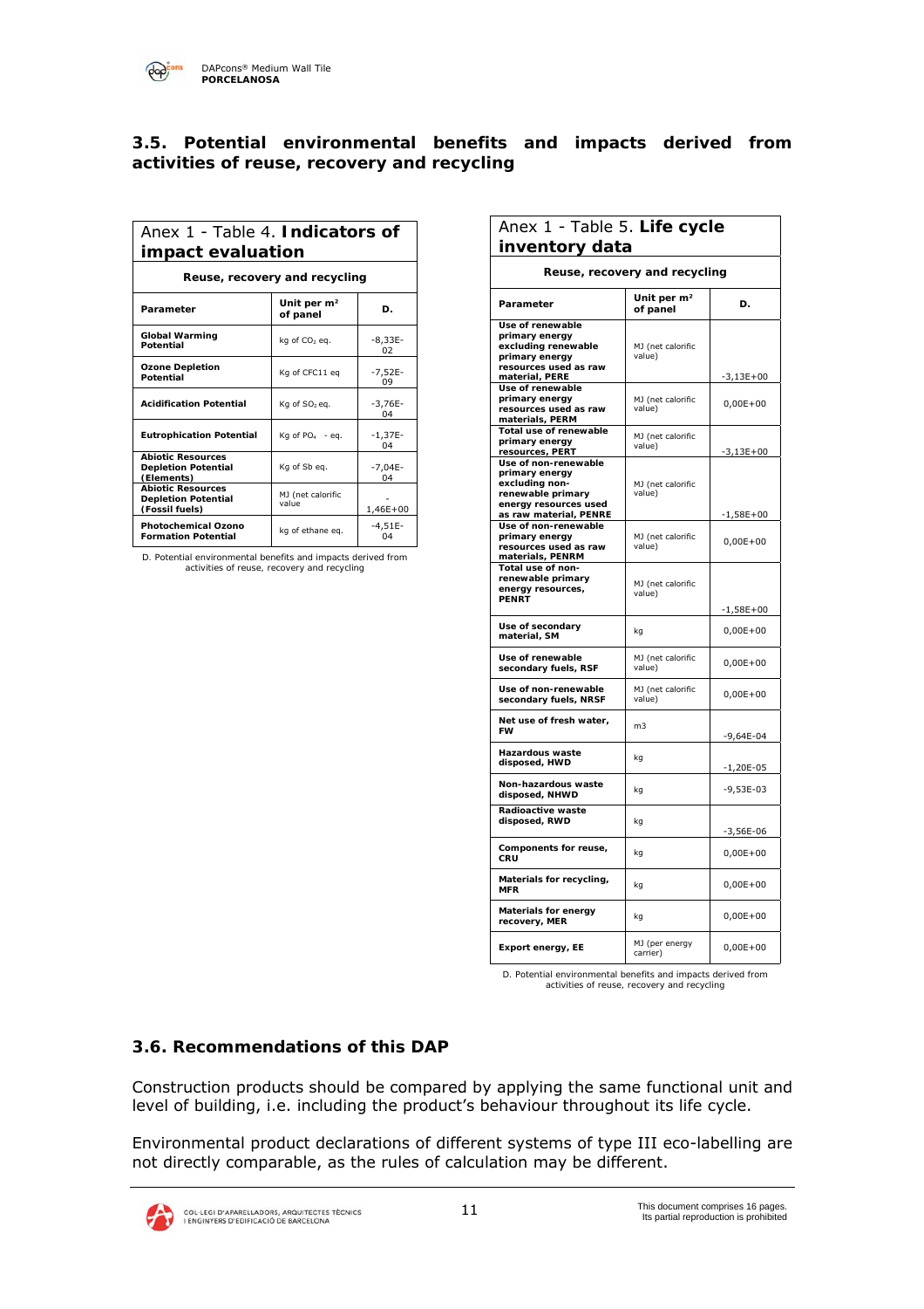### 3.5. Potential environmental benefits and impacts derived from activities of reuse, recovery and recycling

| Anex 1 - Table 4. **Indicators of impact evaluation** | | |
|---|---|---|
| **Reuse, recovery and recycling** | | |
| **Parameter** | **Unit per m² of panel** | **D.** |
| **Global Warming Potential** | kg of $CO_2$ eq. | -8,33E-02 |
| **Ozone Depletion Potential** | Kg of CFC11 eq | -7,52E-09 |
| **Acidification Potential** | kg of $SO_2$ eq. | -3,76E-04 |
| **Eutrophication Potential** | Kg of $PO_4$ - eq. | -1,37E-04 |
| **Abiotic Resources Depletion Potential (Elements)** | Kg of Sb eq. | -7,04E-04 |
| **Abiotic Resources Depletion Potential (Fossil fuels)** | MJ (net calorific value | -1,46E+00 |
| **Photochemical Ozono Formation Potential** | kg of ethane eq. | -4,51E-04 |

D. Potential environmental benefits and impacts derived from activities of reuse, recovery and recycling

| Anex 1 - Table 5. **Life cycle inventory data** | | |
|---|---|---|
| **Reuse, recovery and recycling** | | |
| **Parameter** | **Unit per m² of panel** | **D.** |
| **Use of renewable primary energy excluding renewable primary energy resources used as raw material, PERE** | MJ (net calorific value) | -3,13E+00 |
| **Use of renewable primary energy resources used as raw materials, PERM** | MJ (net calorific value) | 0,00E+00 |
| **Total use of renewable primary energy resources, PERT** | MJ (net calorific value) | -3,13E+00 |
| **Use of non-renewable primary energy excluding non-renewable primary energy resources used as raw material, PENRE** | MJ (net calorific value) | -1,58E+00 |
| **Use of non-renewable primary energy resources used as raw materials, PENRM** | MJ (net calorific value) | 0,00E+00 |
| **Total use of non-renewable primary energy resources, PENRT** | MJ (net calorific value) | -1,58E+00 |
| **Use of secondary material, SM** | kg | 0,00E+00 |
| **Use of renewable secondary fuels, RSF** | MJ (net calorific value) | 0,00E+00 |
| **Use of non-renewable secondary fuels, NRSF** | MJ (net calorific value) | 0,00E+00 |
| **Net use of fresh water, FW** | m3 | -9,64E-04 |
| **Hazardous waste disposed, HWD** | kg | -1,20E-05 |
| **Non-hazardous waste disposed, NHWD** | kg | -9,53E-03 |
| **Radioactive waste disposed, RWD** | kg | -3,56E-06 |
| **Components for reuse, CRU** | kg | 0,00E+00 |
| **Materials for recycling, MFR** | kg | 0,00E+00 |
| **Materials for energy recovery, MER** | kg | 0,00E+00 |
| **Export energy, EE** | MJ (per energy carrier) | 0,00E+00 |

D. Potential environmental benefits and impacts derived from activities of reuse, recovery and recycling

### 3.6. Recommendations of this DAP

Construction products should be compared by applying the same functional unit and level of building, i.e. including the product's behaviour throughout its life cycle.

Environmental product declarations of different systems of type III eco-labelling are not directly comparable, as the rules of calculation may be different.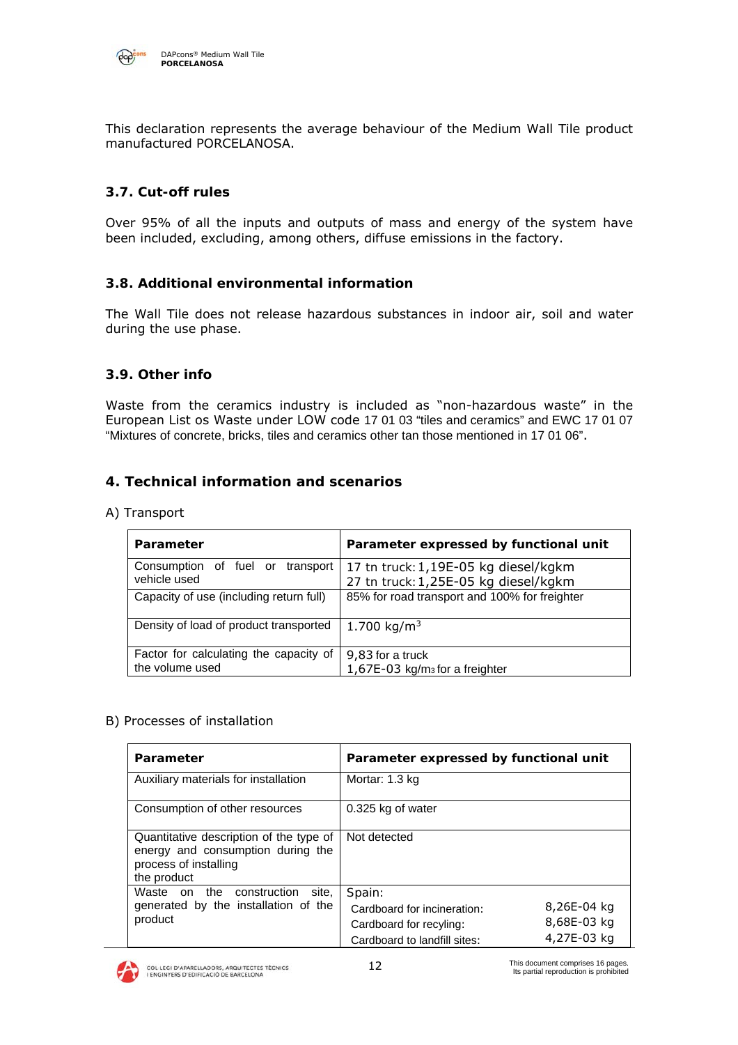This declaration represents the average behaviour of the Medium Wall Tile product manufactured PORCELANOSA.

### 3.7. Cut-off rules

Over 95% of all the inputs and outputs of mass and energy of the system have been included, excluding, among others, diffuse emissions in the factory.

### 3.8. Additional environmental information

The Wall Tile does not release hazardous substances in indoor air, soil and water during the use phase.

### 3.9. Other info

Waste from the ceramics industry is included as "non-hazardous waste" in the European List os Waste under LOW code 17 01 03 "tiles and ceramics" and EWC 17 01 07 "Mixtures of concrete, bricks, tiles and ceramics other tan those mentioned in 17 01 06".

## 4. Technical information and scenarios

A) Transport

| Parameter | Parameter expressed by functional unit |
|---|---|
| Consumption of fuel or transport vehicle used | 17 tn truck: 1,19E-05 kg diesel/kgkm<br>27 tn truck: 1,25E-05 kg diesel/kgkm |
| Capacity of use (including return full) | 85% for road transport and 100% for freighter |
| Density of load of product transported | 1.700 kg/m$^3$ |
| Factor for calculating the capacity of the volume used | 9,83 for a truck<br>1,67E-03 kg/m$_3$ for a freighter |

B) Processes of installation

| Parameter | Parameter expressed by functional unit | |
|---|---|---|
| Auxiliary materials for installation | Mortar: 1.3 kg | |
| Consumption of other resources | 0.325 kg of water | |
| Quantitative description of the type of energy and consumption during the process of installing the product | Not detected | |
| Waste on the construction site, generated by the installation of the product | Spain:<br>Cardboard for incineration:<br>Cardboard for recyling:<br>Cardboard to landfill sites: | <br>8,26E-04 kg<br>8,68E-03 kg<br>4,27E-03 kg |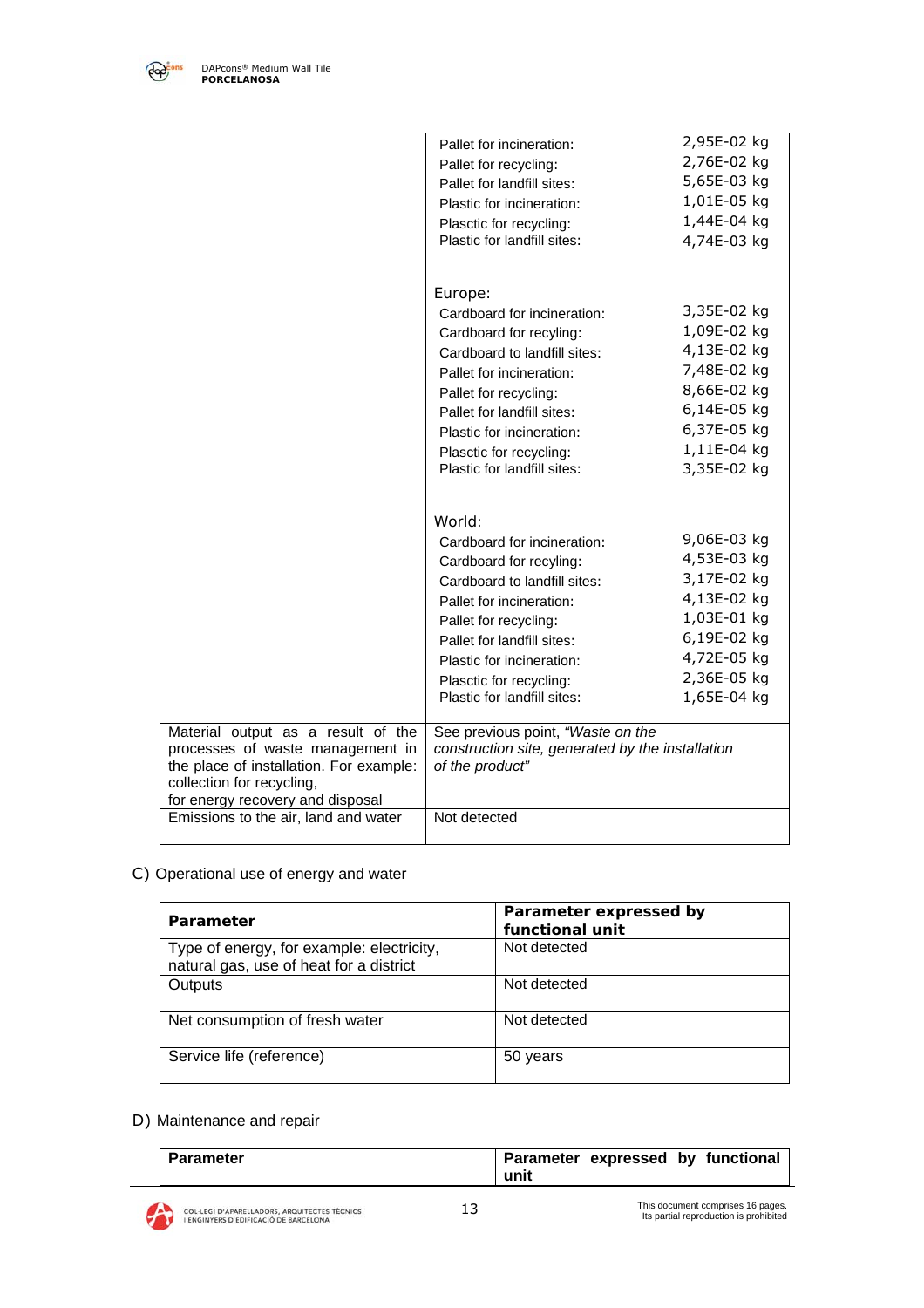| | | |
|---|---|---|
| | Pallet for incineration: | 2,95E-02 kg |
| | Pallet for recycling: | 2,76E-02 kg |
| | Pallet for landfill sites: | 5,65E-03 kg |
| | Plastic for incineration: | 1,01E-05 kg |
| | Plasctic for recycling: | 1,44E-04 kg |
| | Plastic for landfill sites: | 4,74E-03 kg |
| | Europe: | |
| | Cardboard for incineration: | 3,35E-02 kg |
| | Cardboard for recyling: | 1,09E-02 kg |
| | Cardboard to landfill sites: | 4,13E-02 kg |
| | Pallet for incineration: | 7,48E-02 kg |
| | Pallet for recycling: | 8,66E-02 kg |
| | Pallet for landfill sites: | 6,14E-05 kg |
| | Plastic for incineration: | 6,37E-05 kg |
| | Plasctic for recycling: | 1,11E-04 kg |
| | Plastic for landfill sites: | 3,35E-02 kg |
| | World: | |
| | Cardboard for incineration: | 9,06E-03 kg |
| | Cardboard for recyling: | 4,53E-03 kg |
| | Cardboard to landfill sites: | 3,17E-02 kg |
| | Pallet for incineration: | 4,13E-02 kg |
| | Pallet for recycling: | 1,03E-01 kg |
| | Pallet for landfill sites: | 6,19E-02 kg |
| | Plastic for incineration: | 4,72E-05 kg |
| | Plasctic for recycling: | 2,36E-05 kg |
| | Plastic for landfill sites: | 1,65E-04 kg |
| Material output as a result of the processes of waste management in the place of installation. For example: collection for recycling, for energy recovery and disposal | See previous point, *"Waste on the construction site, generated by the installation of the product"* | |
| Emissions to the air, land and water | Not detected | |

C) Operational use of energy and water

| **Parameter** | **Parameter expressed by functional unit** |
|---|---|
| Type of energy, for example: electricity, natural gas, use of heat for a district | Not detected |
| Outputs | Not detected |
| Net consumption of fresh water | Not detected |
| Service life (reference) | 50 years |

D) Maintenance and repair

| **Parameter** | **Parameter expressed by functional unit** |
|---|---|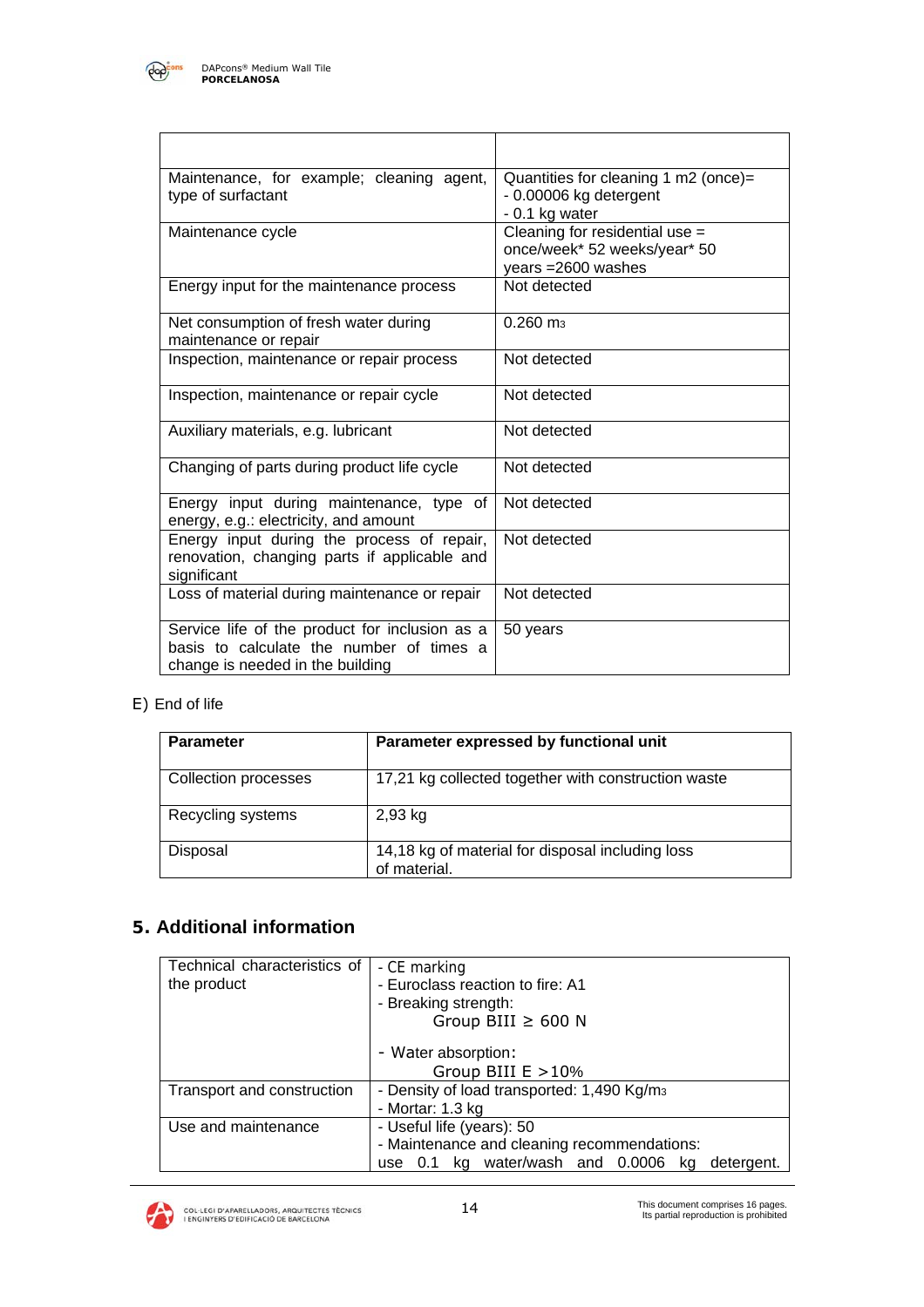| | |
|---|---|
| Maintenance, for example; cleaning agent, type of surfactant | Quantities for cleaning 1 m2 (once)=<br>- 0.00006 kg detergent<br>- 0.1 kg water |
| Maintenance cycle | Cleaning for residential use = once/week* 52 weeks/year* 50 years =2600 washes |
| Energy input for the maintenance process | Not detected |
| Net consumption of fresh water during maintenance or repair | 0.260 $m^3$ |
| Inspection, maintenance or repair process | Not detected |
| Inspection, maintenance or repair cycle | Not detected |
| Auxiliary materials, e.g. lubricant | Not detected |
| Changing of parts during product life cycle | Not detected |
| Energy input during maintenance, type of energy, e.g.: electricity, and amount | Not detected |
| Energy input during the process of repair, renovation, changing parts if applicable and significant | Not detected |
| Loss of material during maintenance or repair | Not detected |
| Service life of the product for inclusion as a basis to calculate the number of times a change is needed in the building | 50 years |

E) End of life

| Parameter | Parameter expressed by functional unit |
|---|---|
| Collection processes | 17,21 kg collected together with construction waste |
| Recycling systems | 2,93 kg |
| Disposal | 14,18 kg of material for disposal including loss of material. |

## 5. Additional information

| | |
|---|---|
| Technical characteristics of the product | - CE marking<br>- Euroclass reaction to fire: A1<br>- Breaking strength:<br>Group BIII ≥ 600 N<br><br>- Water absorption:<br>Group BIII E >10% |
| Transport and construction | - Density of load transported: 1,490 Kg/$m^3$<br>- Mortar: 1.3 kg |
| Use and maintenance | - Useful life (years): 50<br>- Maintenance and cleaning recommendations:<br>use 0.1 kg water/wash and 0.0006 kg detergent. |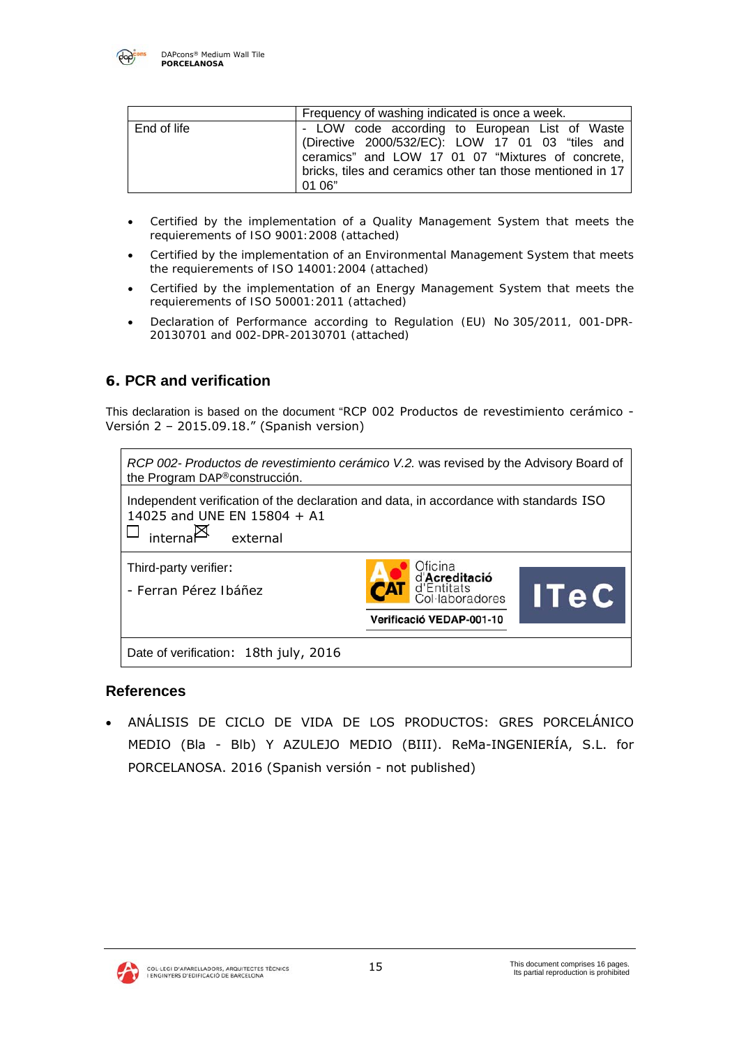|  | Frequency of washing indicated is once a week. |
|---|---|
| End of life | - LOW code according to European List of Waste (Directive 2000/532/EC): LOW 17 01 03 "tiles and ceramics" and LOW 17 01 07 "Mixtures of concrete, bricks, tiles and ceramics other tan those mentioned in 17 01 06" |

- Certified by the implementation of a Quality Management System that meets the requierements of ISO 9001:2008 (attached)
- Certified by the implementation of an Environmental Management System that meets the requierements of ISO 14001:2004 (attached)
- Certified by the implementation of an Energy Management System that meets the requierements of ISO 50001:2011 (attached)
- Declaration of Performance according to Regulation (EU) No 305/2011, 001-DPR-20130701 and 002-DPR-20130701 (attached)

## 6. PCR and verification

This declaration is based on the document "RCP 002 Productos de revestimiento cerámico - Versión 2 – 2015.09.18." (Spanish version)

| *RCP 002- Productos de revestimiento cerámico V.2.* was revised by the Advisory Board of the Program DAP®construcción. |
|---|
| Independent verification of the declaration and data, in accordance with standards ISO 14025 and UNE EN 15804 + A1<br>☐ internal ☒ external |
| Third-party verifier:<br>- Ferran Pérez Ibáñez<br>Oficina d'Acreditació d'Entitats Col·laboradores – Verificació VEDAP-001-10 – ITeC |
| Date of verification: 18th july, 2016 |

## References

- ANÁLISIS DE CICLO DE VIDA DE LOS PRODUCTOS: GRES PORCELÁNICO MEDIO (Bla - Blb) Y AZULEJO MEDIO (BIII). ReMa-INGENIERÍA, S.L. for PORCELANOSA. 2016 (Spanish versión - not published)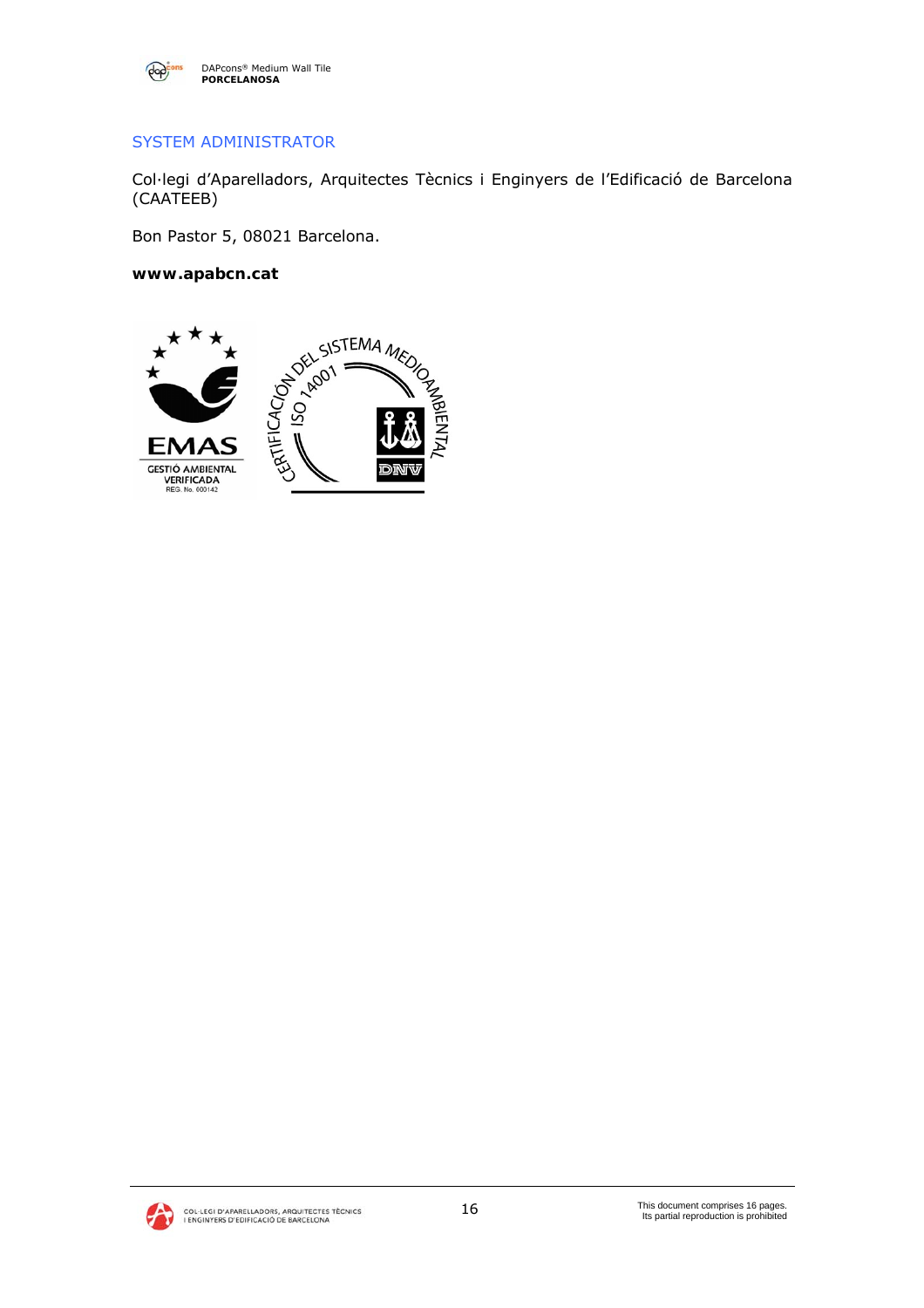## SYSTEM ADMINISTRATOR

Col·legi d'Aparelladors, Arquitectes Tècnics i Enginyers de l'Edificació de Barcelona (CAATEEB)

Bon Pastor 5, 08021 Barcelona.

**www.apabcn.cat**

EMAS
GESTIÓ AMBIENTAL
VERIFICADA
REG. No. 600142

CERTIFICACIÓN DEL SISTEMA MEDIOAMBIENTAL
ISO 14001
DNV